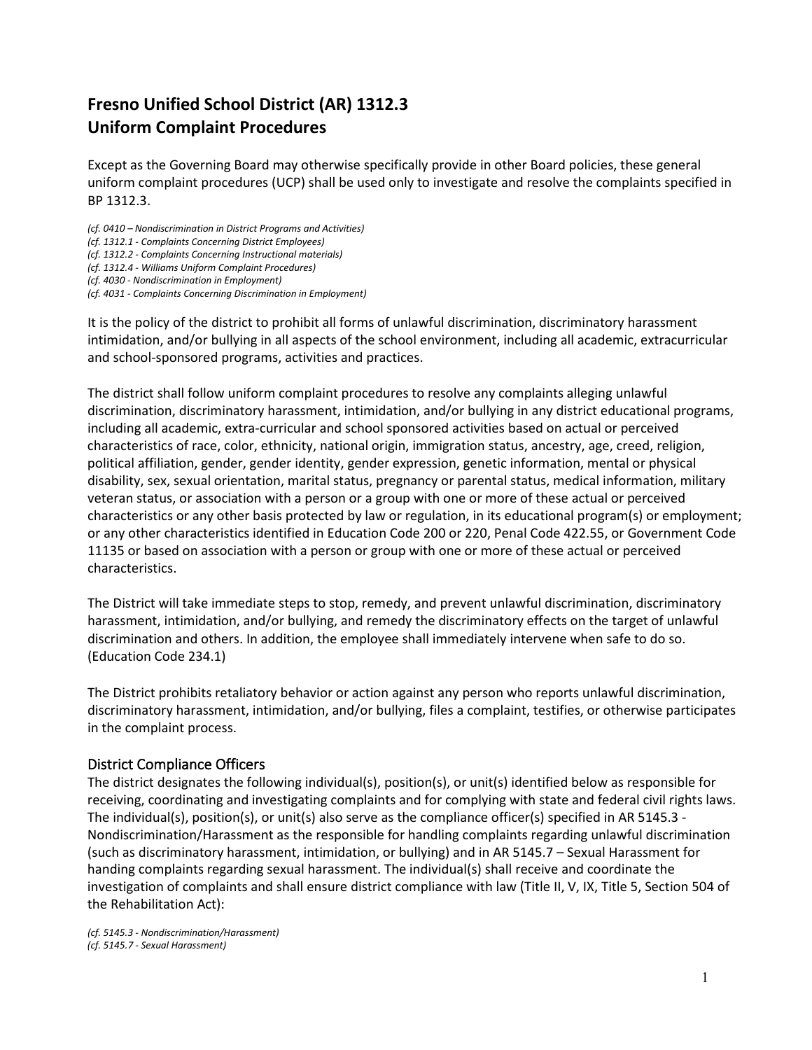# Fresno Unified School District (AR) 1312.3
# Uniform Complaint Procedures

Except as the Governing Board may otherwise specifically provide in other Board policies, these general uniform complaint procedures (UCP) shall be used only to investigate and resolve the complaints specified in BP 1312.3.

*(cf. 0410 – Nondiscrimination in District Programs and Activities)*
*(cf. 1312.1 - Complaints Concerning District Employees)*
*(cf. 1312.2 - Complaints Concerning Instructional materials)*
*(cf. 1312.4 - Williams Uniform Complaint Procedures)*
*(cf. 4030 - Nondiscrimination in Employment)*
*(cf. 4031 - Complaints Concerning Discrimination in Employment)*

It is the policy of the district to prohibit all forms of unlawful discrimination, discriminatory harassment intimidation, and/or bullying in all aspects of the school environment, including all academic, extracurricular and school-sponsored programs, activities and practices.

The district shall follow uniform complaint procedures to resolve any complaints alleging unlawful discrimination, discriminatory harassment, intimidation, and/or bullying in any district educational programs, including all academic, extra-curricular and school sponsored activities based on actual or perceived characteristics of race, color, ethnicity, national origin, immigration status, ancestry, age, creed, religion, political affiliation, gender, gender identity, gender expression, genetic information, mental or physical disability, sex, sexual orientation, marital status, pregnancy or parental status, medical information, military veteran status, or association with a person or a group with one or more of these actual or perceived characteristics or any other basis protected by law or regulation, in its educational program(s) or employment; or any other characteristics identified in Education Code 200 or 220, Penal Code 422.55, or Government Code 11135 or based on association with a person or group with one or more of these actual or perceived characteristics.

The District will take immediate steps to stop, remedy, and prevent unlawful discrimination, discriminatory harassment, intimidation, and/or bullying, and remedy the discriminatory effects on the target of unlawful discrimination and others. In addition, the employee shall immediately intervene when safe to do so. (Education Code 234.1)

The District prohibits retaliatory behavior or action against any person who reports unlawful discrimination, discriminatory harassment, intimidation, and/or bullying, files a complaint, testifies, or otherwise participates in the complaint process.

## District Compliance Officers

The district designates the following individual(s), position(s), or unit(s) identified below as responsible for receiving, coordinating and investigating complaints and for complying with state and federal civil rights laws. The individual(s), position(s), or unit(s) also serve as the compliance officer(s) specified in AR 5145.3 - Nondiscrimination/Harassment as the responsible for handling complaints regarding unlawful discrimination (such as discriminatory harassment, intimidation, or bullying) and in AR 5145.7 – Sexual Harassment for handing complaints regarding sexual harassment. The individual(s) shall receive and coordinate the investigation of complaints and shall ensure district compliance with law (Title II, V, IX, Title 5, Section 504 of the Rehabilitation Act):

*(cf. 5145.3 - Nondiscrimination/Harassment)*
*(cf. 5145.7 - Sexual Harassment)*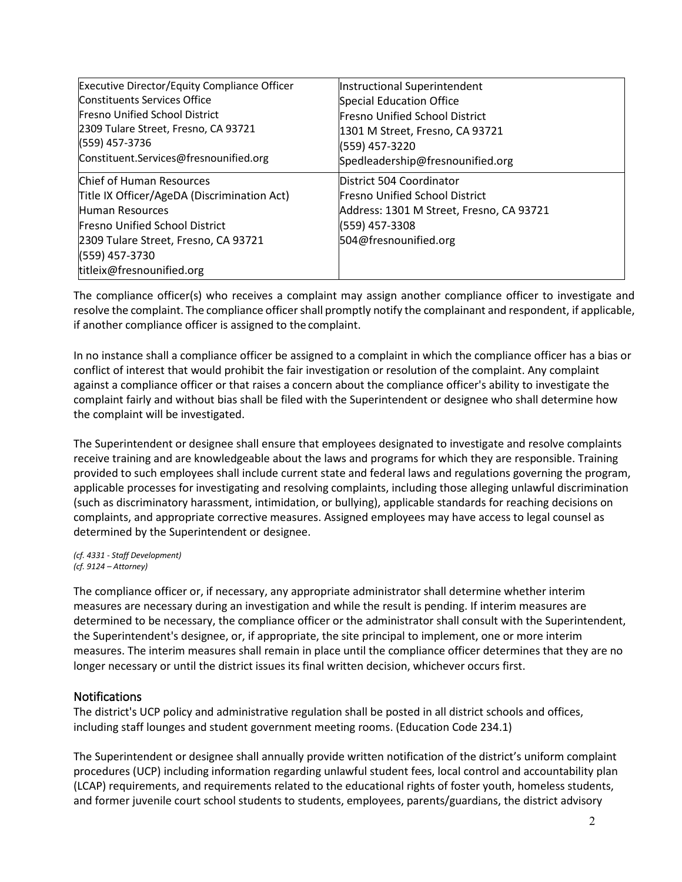| | |
|---|---|
| Executive Director/Equity Compliance Officer<br>Constituents Services Office<br>Fresno Unified School District<br>2309 Tulare Street, Fresno, CA 93721<br>(559) 457-3736<br>Constituent.Services@fresnounified.org | Instructional Superintendent<br>Special Education Office<br>Fresno Unified School District<br>1301 M Street, Fresno, CA 93721<br>(559) 457-3220<br>Spedleadership@fresnounified.org |
| Chief of Human Resources<br>Title IX Officer/AgeDA (Discrimination Act)<br>Human Resources<br>Fresno Unified School District<br>2309 Tulare Street, Fresno, CA 93721<br>(559) 457-3730<br>titleix@fresnounified.org | District 504 Coordinator<br>Fresno Unified School District<br>Address: 1301 M Street, Fresno, CA 93721<br>(559) 457-3308<br>504@fresnounified.org |

The compliance officer(s) who receives a complaint may assign another compliance officer to investigate and resolve the complaint. The compliance officer shall promptly notify the complainant and respondent, if applicable, if another compliance officer is assigned to the complaint.

In no instance shall a compliance officer be assigned to a complaint in which the compliance officer has a bias or conflict of interest that would prohibit the fair investigation or resolution of the complaint. Any complaint against a compliance officer or that raises a concern about the compliance officer's ability to investigate the complaint fairly and without bias shall be filed with the Superintendent or designee who shall determine how the complaint will be investigated.

The Superintendent or designee shall ensure that employees designated to investigate and resolve complaints receive training and are knowledgeable about the laws and programs for which they are responsible. Training provided to such employees shall include current state and federal laws and regulations governing the program, applicable processes for investigating and resolving complaints, including those alleging unlawful discrimination (such as discriminatory harassment, intimidation, or bullying), applicable standards for reaching decisions on complaints, and appropriate corrective measures. Assigned employees may have access to legal counsel as determined by the Superintendent or designee.

*(cf. 4331 - Staff Development)*
*(cf. 9124 – Attorney)*

The compliance officer or, if necessary, any appropriate administrator shall determine whether interim measures are necessary during an investigation and while the result is pending. If interim measures are determined to be necessary, the compliance officer or the administrator shall consult with the Superintendent, the Superintendent's designee, or, if appropriate, the site principal to implement, one or more interim measures. The interim measures shall remain in place until the compliance officer determines that they are no longer necessary or until the district issues its final written decision, whichever occurs first.

## Notifications

The district's UCP policy and administrative regulation shall be posted in all district schools and offices, including staff lounges and student government meeting rooms. (Education Code 234.1)

The Superintendent or designee shall annually provide written notification of the district's uniform complaint procedures (UCP) including information regarding unlawful student fees, local control and accountability plan (LCAP) requirements, and requirements related to the educational rights of foster youth, homeless students, and former juvenile court school students to students, employees, parents/guardians, the district advisory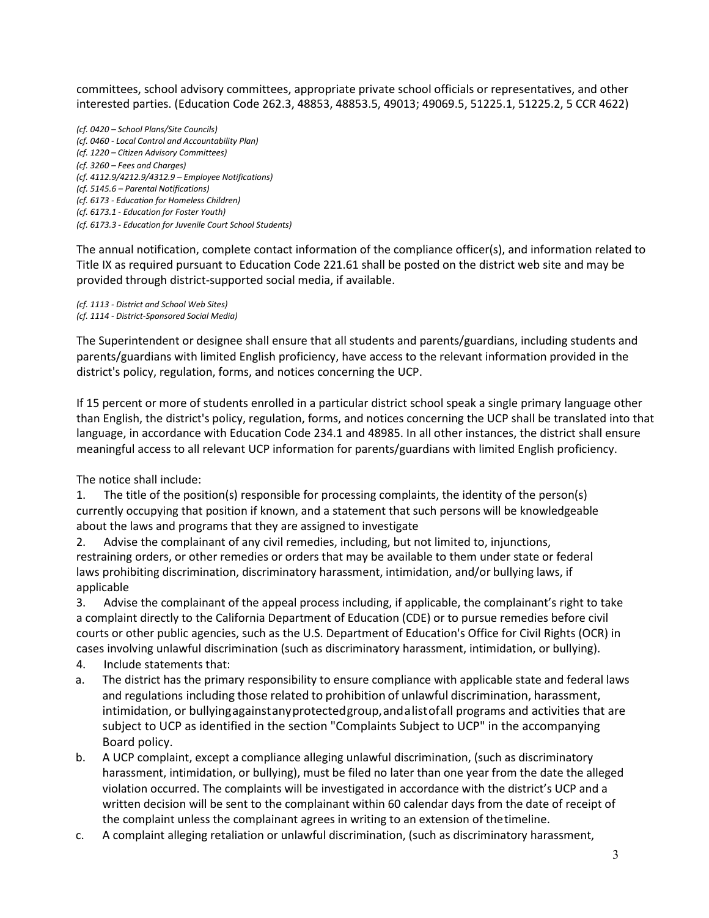committees, school advisory committees, appropriate private school officials or representatives, and other interested parties. (Education Code 262.3, 48853, 48853.5, 49013; 49069.5, 51225.1, 51225.2, 5 CCR 4622)

*(cf. 0420 – School Plans/Site Councils)*
*(cf. 0460 - Local Control and Accountability Plan)*
*(cf. 1220 – Citizen Advisory Committees)*
*(cf. 3260 – Fees and Charges)*
*(cf. 4112.9/4212.9/4312.9 – Employee Notifications)*
*(cf. 5145.6 – Parental Notifications)*
*(cf. 6173 - Education for Homeless Children)*
*(cf. 6173.1 - Education for Foster Youth)*
*(cf. 6173.3 - Education for Juvenile Court School Students)*

The annual notification, complete contact information of the compliance officer(s), and information related to Title IX as required pursuant to Education Code 221.61 shall be posted on the district web site and may be provided through district-supported social media, if available.

*(cf. 1113 - District and School Web Sites)*
*(cf. 1114 - District-Sponsored Social Media)*

The Superintendent or designee shall ensure that all students and parents/guardians, including students and parents/guardians with limited English proficiency, have access to the relevant information provided in the district's policy, regulation, forms, and notices concerning the UCP.

If 15 percent or more of students enrolled in a particular district school speak a single primary language other than English, the district's policy, regulation, forms, and notices concerning the UCP shall be translated into that language, in accordance with Education Code 234.1 and 48985. In all other instances, the district shall ensure meaningful access to all relevant UCP information for parents/guardians with limited English proficiency.

The notice shall include:

1. The title of the position(s) responsible for processing complaints, the identity of the person(s) currently occupying that position if known, and a statement that such persons will be knowledgeable about the laws and programs that they are assigned to investigate
2. Advise the complainant of any civil remedies, including, but not limited to, injunctions, restraining orders, or other remedies or orders that may be available to them under state or federal laws prohibiting discrimination, discriminatory harassment, intimidation, and/or bullying laws, if applicable
3. Advise the complainant of the appeal process including, if applicable, the complainant's right to take a complaint directly to the California Department of Education (CDE) or to pursue remedies before civil courts or other public agencies, such as the U.S. Department of Education's Office for Civil Rights (OCR) in cases involving unlawful discrimination (such as discriminatory harassment, intimidation, or bullying).
4. Include statements that:
   a. The district has the primary responsibility to ensure compliance with applicable state and federal laws and regulations including those related to prohibition of unlawful discrimination, harassment, intimidation, or bullying against any protected group, and a list of all programs and activities that are subject to UCP as identified in the section "Complaints Subject to UCP" in the accompanying Board policy.
   b. A UCP complaint, except a compliance alleging unlawful discrimination, (such as discriminatory harassment, intimidation, or bullying), must be filed no later than one year from the date the alleged violation occurred. The complaints will be investigated in accordance with the district's UCP and a written decision will be sent to the complainant within 60 calendar days from the date of receipt of the complaint unless the complainant agrees in writing to an extension of the timeline.
   c. A complaint alleging retaliation or unlawful discrimination, (such as discriminatory harassment,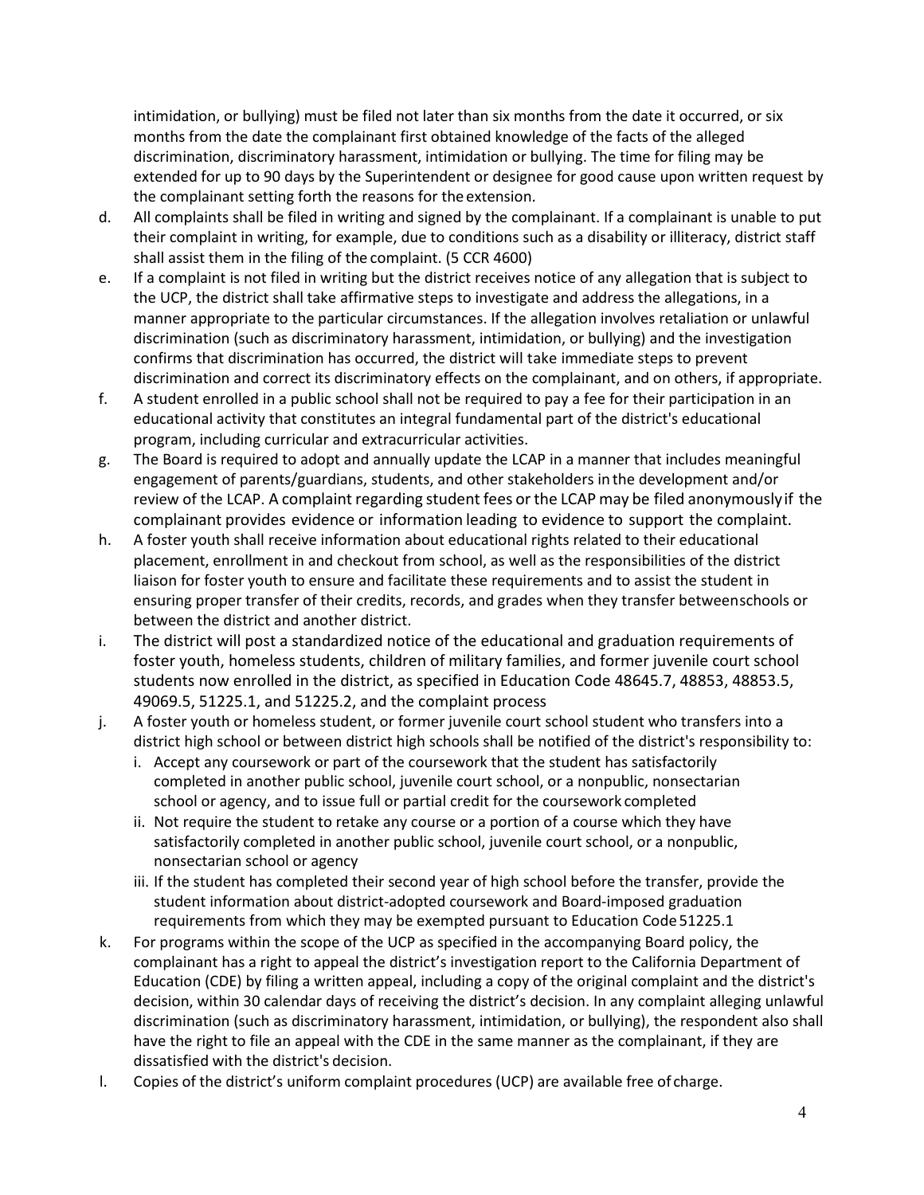intimidation, or bullying) must be filed not later than six months from the date it occurred, or six months from the date the complainant first obtained knowledge of the facts of the alleged discrimination, discriminatory harassment, intimidation or bullying. The time for filing may be extended for up to 90 days by the Superintendent or designee for good cause upon written request by the complainant setting forth the reasons for the extension.

d. All complaints shall be filed in writing and signed by the complainant. If a complainant is unable to put their complaint in writing, for example, due to conditions such as a disability or illiteracy, district staff shall assist them in the filing of the complaint. (5 CCR 4600)

e. If a complaint is not filed in writing but the district receives notice of any allegation that is subject to the UCP, the district shall take affirmative steps to investigate and address the allegations, in a manner appropriate to the particular circumstances. If the allegation involves retaliation or unlawful discrimination (such as discriminatory harassment, intimidation, or bullying) and the investigation confirms that discrimination has occurred, the district will take immediate steps to prevent discrimination and correct its discriminatory effects on the complainant, and on others, if appropriate.

f. A student enrolled in a public school shall not be required to pay a fee for their participation in an educational activity that constitutes an integral fundamental part of the district's educational program, including curricular and extracurricular activities.

g. The Board is required to adopt and annually update the LCAP in a manner that includes meaningful engagement of parents/guardians, students, and other stakeholders in the development and/or review of the LCAP. A complaint regarding student fees or the LCAP may be filed anonymously if the complainant provides evidence or information leading to evidence to support the complaint.

h. A foster youth shall receive information about educational rights related to their educational placement, enrollment in and checkout from school, as well as the responsibilities of the district liaison for foster youth to ensure and facilitate these requirements and to assist the student in ensuring proper transfer of their credits, records, and grades when they transfer between schools or between the district and another district.

i. The district will post a standardized notice of the educational and graduation requirements of foster youth, homeless students, children of military families, and former juvenile court school students now enrolled in the district, as specified in Education Code 48645.7, 48853, 48853.5, 49069.5, 51225.1, and 51225.2, and the complaint process

j. A foster youth or homeless student, or former juvenile court school student who transfers into a district high school or between district high schools shall be notified of the district's responsibility to:
   i. Accept any coursework or part of the coursework that the student has satisfactorily completed in another public school, juvenile court school, or a nonpublic, nonsectarian school or agency, and to issue full or partial credit for the coursework completed
   ii. Not require the student to retake any course or a portion of a course which they have satisfactorily completed in another public school, juvenile court school, or a nonpublic, nonsectarian school or agency
   iii. If the student has completed their second year of high school before the transfer, provide the student information about district-adopted coursework and Board-imposed graduation requirements from which they may be exempted pursuant to Education Code 51225.1

k. For programs within the scope of the UCP as specified in the accompanying Board policy, the complainant has a right to appeal the district's investigation report to the California Department of Education (CDE) by filing a written appeal, including a copy of the original complaint and the district's decision, within 30 calendar days of receiving the district's decision. In any complaint alleging unlawful discrimination (such as discriminatory harassment, intimidation, or bullying), the respondent also shall have the right to file an appeal with the CDE in the same manner as the complainant, if they are dissatisfied with the district's decision.

l. Copies of the district's uniform complaint procedures (UCP) are available free of charge.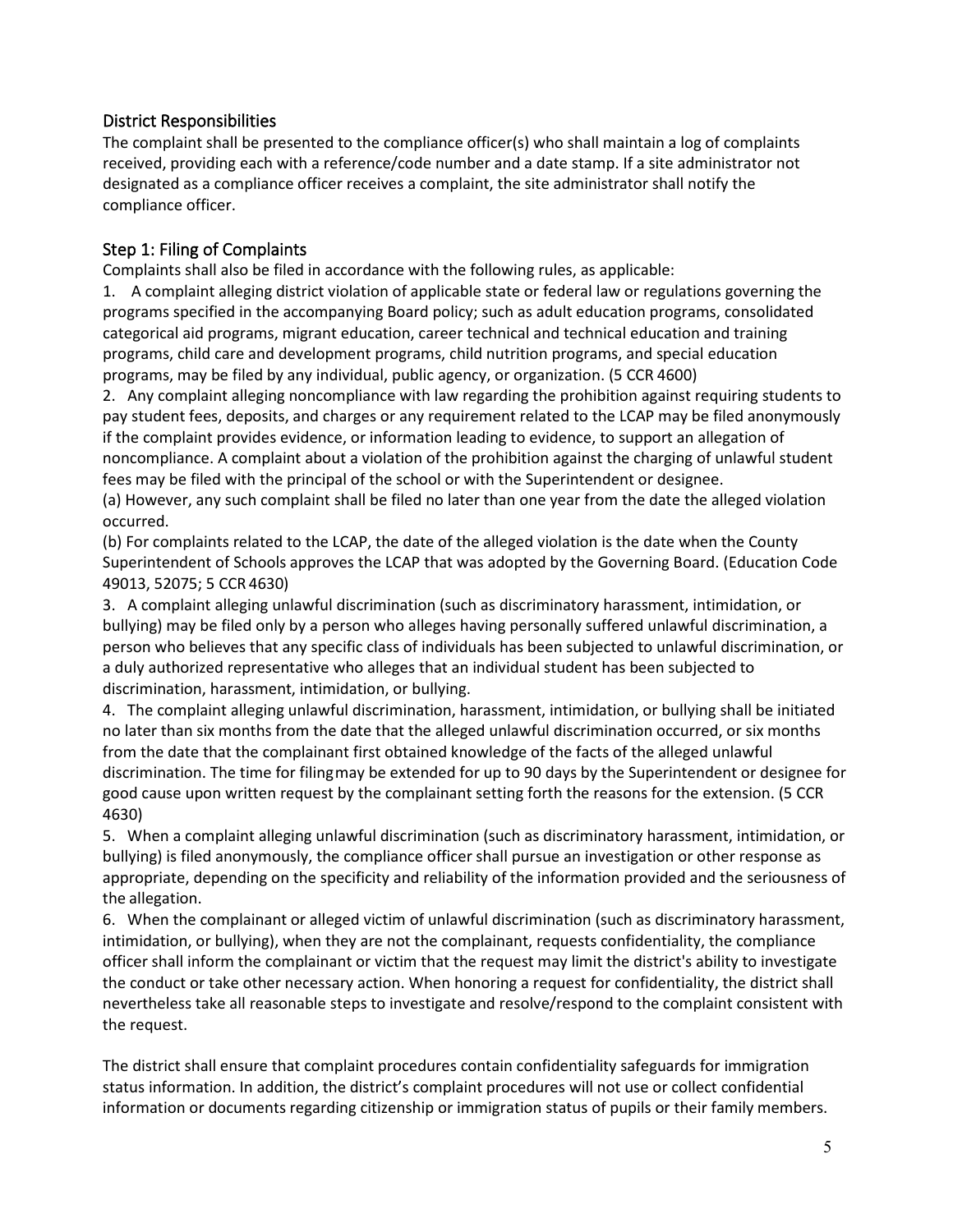## District Responsibilities

The complaint shall be presented to the compliance officer(s) who shall maintain a log of complaints received, providing each with a reference/code number and a date stamp. If a site administrator not designated as a compliance officer receives a complaint, the site administrator shall notify the compliance officer.

## Step 1: Filing of Complaints

Complaints shall also be filed in accordance with the following rules, as applicable:

1. A complaint alleging district violation of applicable state or federal law or regulations governing the programs specified in the accompanying Board policy; such as adult education programs, consolidated categorical aid programs, migrant education, career technical and technical education and training programs, child care and development programs, child nutrition programs, and special education programs, may be filed by any individual, public agency, or organization. (5 CCR 4600)
2. Any complaint alleging noncompliance with law regarding the prohibition against requiring students to pay student fees, deposits, and charges or any requirement related to the LCAP may be filed anonymously if the complaint provides evidence, or information leading to evidence, to support an allegation of noncompliance. A complaint about a violation of the prohibition against the charging of unlawful student fees may be filed with the principal of the school or with the Superintendent or designee.
   (a) However, any such complaint shall be filed no later than one year from the date the alleged violation occurred.
   (b) For complaints related to the LCAP, the date of the alleged violation is the date when the County Superintendent of Schools approves the LCAP that was adopted by the Governing Board. (Education Code 49013, 52075; 5 CCR 4630)
3. A complaint alleging unlawful discrimination (such as discriminatory harassment, intimidation, or bullying) may be filed only by a person who alleges having personally suffered unlawful discrimination, a person who believes that any specific class of individuals has been subjected to unlawful discrimination, or a duly authorized representative who alleges that an individual student has been subjected to discrimination, harassment, intimidation, or bullying.
4. The complaint alleging unlawful discrimination, harassment, intimidation, or bullying shall be initiated no later than six months from the date that the alleged unlawful discrimination occurred, or six months from the date that the complainant first obtained knowledge of the facts of the alleged unlawful discrimination. The time for filing may be extended for up to 90 days by the Superintendent or designee for good cause upon written request by the complainant setting forth the reasons for the extension. (5 CCR 4630)
5. When a complaint alleging unlawful discrimination (such as discriminatory harassment, intimidation, or bullying) is filed anonymously, the compliance officer shall pursue an investigation or other response as appropriate, depending on the specificity and reliability of the information provided and the seriousness of the allegation.
6. When the complainant or alleged victim of unlawful discrimination (such as discriminatory harassment, intimidation, or bullying), when they are not the complainant, requests confidentiality, the compliance officer shall inform the complainant or victim that the request may limit the district's ability to investigate the conduct or take other necessary action. When honoring a request for confidentiality, the district shall nevertheless take all reasonable steps to investigate and resolve/respond to the complaint consistent with the request.

The district shall ensure that complaint procedures contain confidentiality safeguards for immigration status information. In addition, the district's complaint procedures will not use or collect confidential information or documents regarding citizenship or immigration status of pupils or their family members.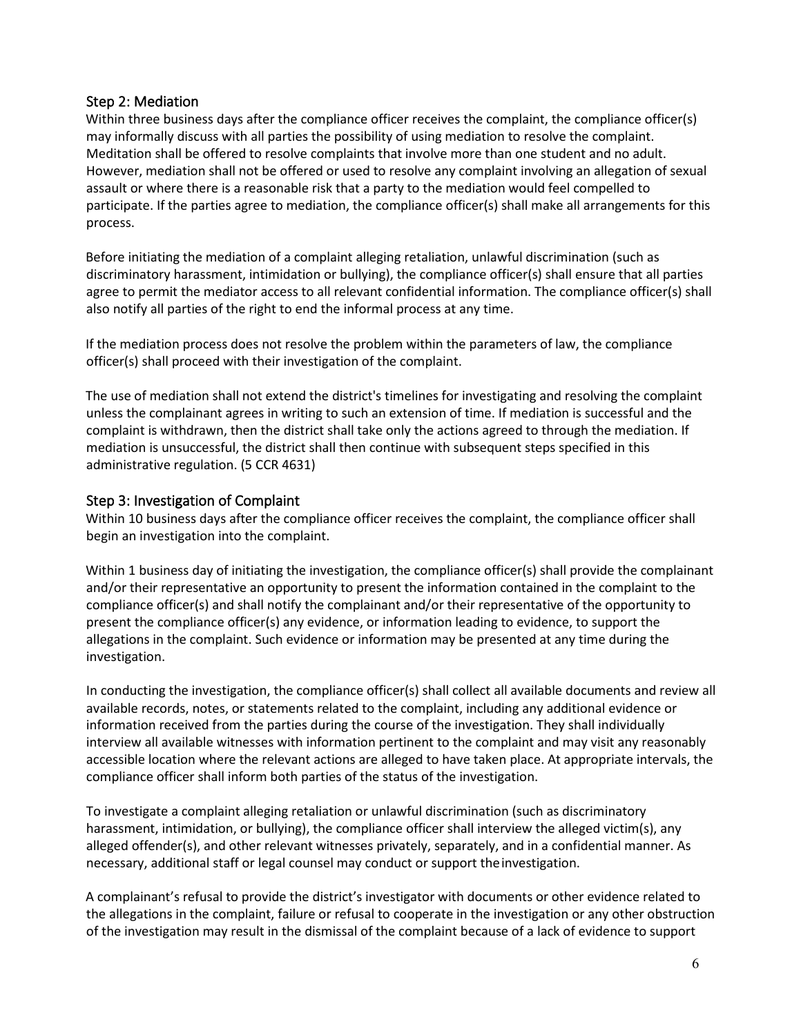### Step 2: Mediation

Within three business days after the compliance officer receives the complaint, the compliance officer(s) may informally discuss with all parties the possibility of using mediation to resolve the complaint. Meditation shall be offered to resolve complaints that involve more than one student and no adult. However, mediation shall not be offered or used to resolve any complaint involving an allegation of sexual assault or where there is a reasonable risk that a party to the mediation would feel compelled to participate. If the parties agree to mediation, the compliance officer(s) shall make all arrangements for this process.

Before initiating the mediation of a complaint alleging retaliation, unlawful discrimination (such as discriminatory harassment, intimidation or bullying), the compliance officer(s) shall ensure that all parties agree to permit the mediator access to all relevant confidential information. The compliance officer(s) shall also notify all parties of the right to end the informal process at any time.

If the mediation process does not resolve the problem within the parameters of law, the compliance officer(s) shall proceed with their investigation of the complaint.

The use of mediation shall not extend the district's timelines for investigating and resolving the complaint unless the complainant agrees in writing to such an extension of time. If mediation is successful and the complaint is withdrawn, then the district shall take only the actions agreed to through the mediation. If mediation is unsuccessful, the district shall then continue with subsequent steps specified in this administrative regulation. (5 CCR 4631)

### Step 3: Investigation of Complaint

Within 10 business days after the compliance officer receives the complaint, the compliance officer shall begin an investigation into the complaint.

Within 1 business day of initiating the investigation, the compliance officer(s) shall provide the complainant and/or their representative an opportunity to present the information contained in the complaint to the compliance officer(s) and shall notify the complainant and/or their representative of the opportunity to present the compliance officer(s) any evidence, or information leading to evidence, to support the allegations in the complaint. Such evidence or information may be presented at any time during the investigation.

In conducting the investigation, the compliance officer(s) shall collect all available documents and review all available records, notes, or statements related to the complaint, including any additional evidence or information received from the parties during the course of the investigation. They shall individually interview all available witnesses with information pertinent to the complaint and may visit any reasonably accessible location where the relevant actions are alleged to have taken place. At appropriate intervals, the compliance officer shall inform both parties of the status of the investigation.

To investigate a complaint alleging retaliation or unlawful discrimination (such as discriminatory harassment, intimidation, or bullying), the compliance officer shall interview the alleged victim(s), any alleged offender(s), and other relevant witnesses privately, separately, and in a confidential manner. As necessary, additional staff or legal counsel may conduct or support the investigation.

A complainant's refusal to provide the district's investigator with documents or other evidence related to the allegations in the complaint, failure or refusal to cooperate in the investigation or any other obstruction of the investigation may result in the dismissal of the complaint because of a lack of evidence to support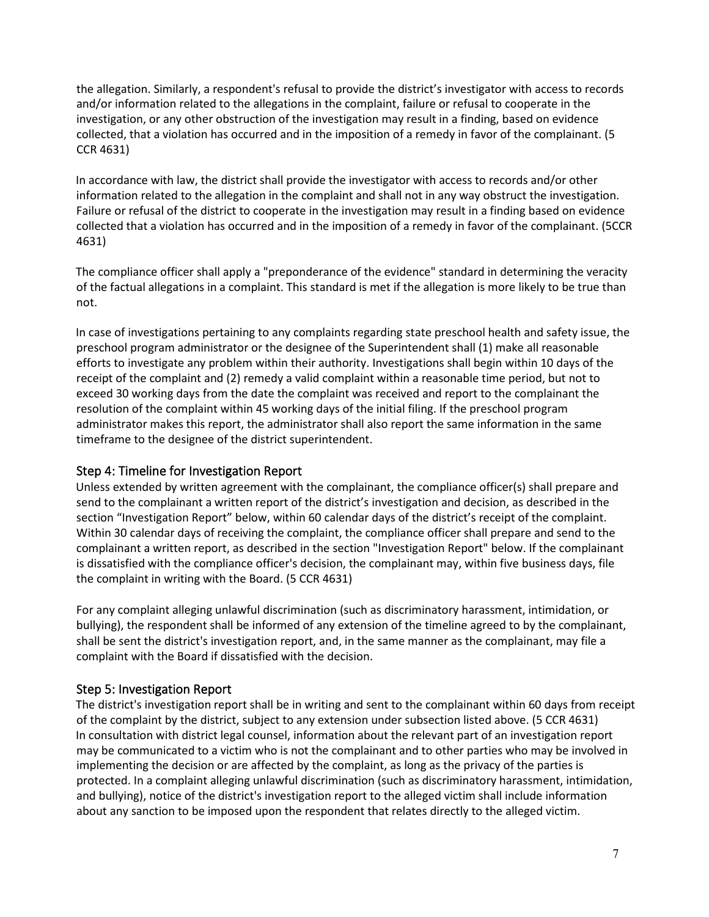the allegation. Similarly, a respondent's refusal to provide the district's investigator with access to records and/or information related to the allegations in the complaint, failure or refusal to cooperate in the investigation, or any other obstruction of the investigation may result in a finding, based on evidence collected, that a violation has occurred and in the imposition of a remedy in favor of the complainant. (5 CCR 4631)

In accordance with law, the district shall provide the investigator with access to records and/or other information related to the allegation in the complaint and shall not in any way obstruct the investigation. Failure or refusal of the district to cooperate in the investigation may result in a finding based on evidence collected that a violation has occurred and in the imposition of a remedy in favor of the complainant. (5CCR 4631)

The compliance officer shall apply a "preponderance of the evidence" standard in determining the veracity of the factual allegations in a complaint. This standard is met if the allegation is more likely to be true than not.

In case of investigations pertaining to any complaints regarding state preschool health and safety issue, the preschool program administrator or the designee of the Superintendent shall (1) make all reasonable efforts to investigate any problem within their authority. Investigations shall begin within 10 days of the receipt of the complaint and (2) remedy a valid complaint within a reasonable time period, but not to exceed 30 working days from the date the complaint was received and report to the complainant the resolution of the complaint within 45 working days of the initial filing. If the preschool program administrator makes this report, the administrator shall also report the same information in the same timeframe to the designee of the district superintendent.

### Step 4: Timeline for Investigation Report

Unless extended by written agreement with the complainant, the compliance officer(s) shall prepare and send to the complainant a written report of the district's investigation and decision, as described in the section "Investigation Report" below, within 60 calendar days of the district's receipt of the complaint. Within 30 calendar days of receiving the complaint, the compliance officer shall prepare and send to the complainant a written report, as described in the section "Investigation Report" below. If the complainant is dissatisfied with the compliance officer's decision, the complainant may, within five business days, file the complaint in writing with the Board. (5 CCR 4631)

For any complaint alleging unlawful discrimination (such as discriminatory harassment, intimidation, or bullying), the respondent shall be informed of any extension of the timeline agreed to by the complainant, shall be sent the district's investigation report, and, in the same manner as the complainant, may file a complaint with the Board if dissatisfied with the decision.

### Step 5: Investigation Report

The district's investigation report shall be in writing and sent to the complainant within 60 days from receipt of the complaint by the district, subject to any extension under subsection listed above. (5 CCR 4631)
In consultation with district legal counsel, information about the relevant part of an investigation report may be communicated to a victim who is not the complainant and to other parties who may be involved in implementing the decision or are affected by the complaint, as long as the privacy of the parties is protected. In a complaint alleging unlawful discrimination (such as discriminatory harassment, intimidation, and bullying), notice of the district's investigation report to the alleged victim shall include information about any sanction to be imposed upon the respondent that relates directly to the alleged victim.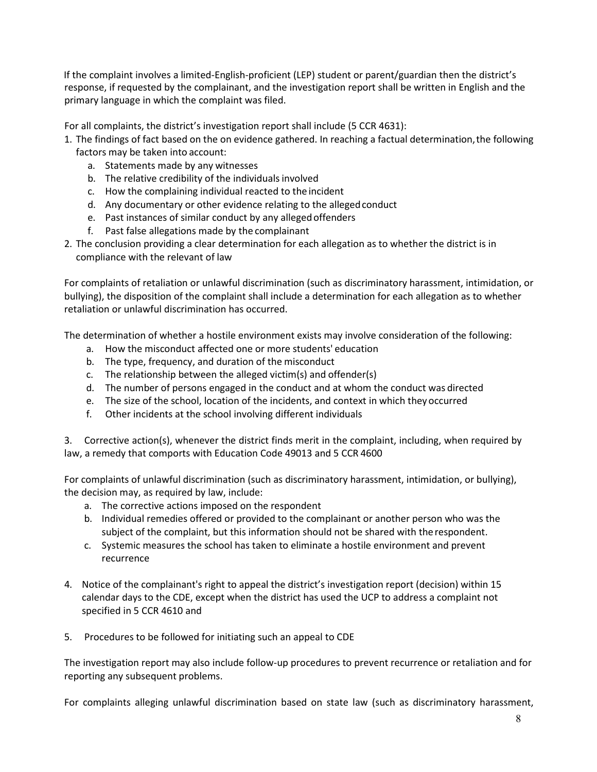If the complaint involves a limited-English-proficient (LEP) student or parent/guardian then the district's response, if requested by the complainant, and the investigation report shall be written in English and the primary language in which the complaint was filed.

For all complaints, the district's investigation report shall include (5 CCR 4631):

1. The findings of fact based on the on evidence gathered. In reaching a factual determination, the following factors may be taken into account:
   a. Statements made by any witnesses
   b. The relative credibility of the individuals involved
   c. How the complaining individual reacted to the incident
   d. Any documentary or other evidence relating to the alleged conduct
   e. Past instances of similar conduct by any alleged offenders
   f. Past false allegations made by the complainant
2. The conclusion providing a clear determination for each allegation as to whether the district is in compliance with the relevant of law

For complaints of retaliation or unlawful discrimination (such as discriminatory harassment, intimidation, or bullying), the disposition of the complaint shall include a determination for each allegation as to whether retaliation or unlawful discrimination has occurred.

The determination of whether a hostile environment exists may involve consideration of the following:

   a. How the misconduct affected one or more students' education
   b. The type, frequency, and duration of the misconduct
   c. The relationship between the alleged victim(s) and offender(s)
   d. The number of persons engaged in the conduct and at whom the conduct was directed
   e. The size of the school, location of the incidents, and context in which they occurred
   f. Other incidents at the school involving different individuals

3. Corrective action(s), whenever the district finds merit in the complaint, including, when required by law, a remedy that comports with Education Code 49013 and 5 CCR 4600

For complaints of unlawful discrimination (such as discriminatory harassment, intimidation, or bullying), the decision may, as required by law, include:

   a. The corrective actions imposed on the respondent
   b. Individual remedies offered or provided to the complainant or another person who was the subject of the complaint, but this information should not be shared with the respondent.
   c. Systemic measures the school has taken to eliminate a hostile environment and prevent recurrence

4. Notice of the complainant's right to appeal the district's investigation report (decision) within 15 calendar days to the CDE, except when the district has used the UCP to address a complaint not specified in 5 CCR 4610 and

5. Procedures to be followed for initiating such an appeal to CDE

The investigation report may also include follow-up procedures to prevent recurrence or retaliation and for reporting any subsequent problems.

For complaints alleging unlawful discrimination based on state law (such as discriminatory harassment,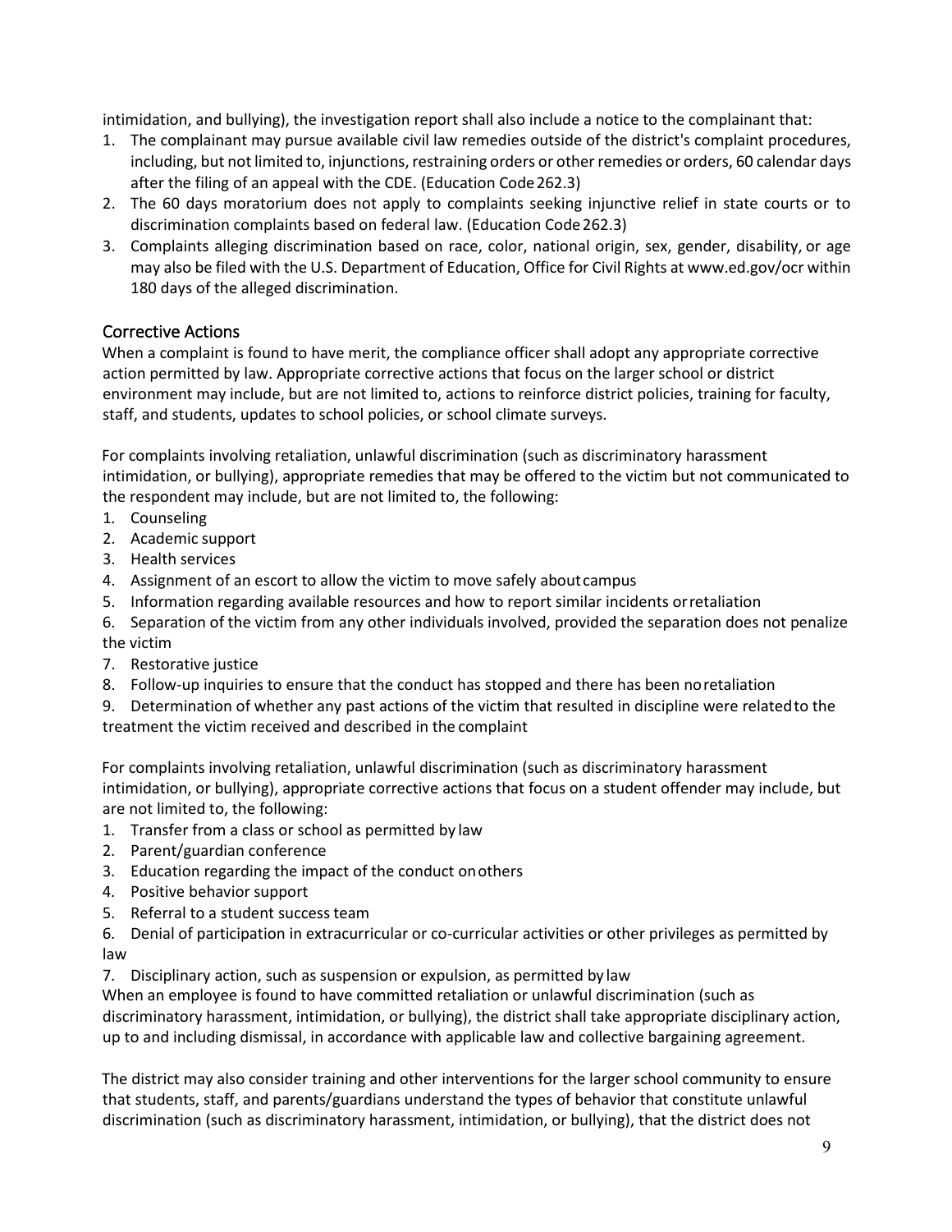intimidation, and bullying), the investigation report shall also include a notice to the complainant that:

1. The complainant may pursue available civil law remedies outside of the district's complaint procedures, including, but not limited to, injunctions, restraining orders or other remedies or orders, 60 calendar days after the filing of an appeal with the CDE. (Education Code 262.3)
2. The 60 days moratorium does not apply to complaints seeking injunctive relief in state courts or to discrimination complaints based on federal law. (Education Code 262.3)
3. Complaints alleging discrimination based on race, color, national origin, sex, gender, disability, or age may also be filed with the U.S. Department of Education, Office for Civil Rights at www.ed.gov/ocr within 180 days of the alleged discrimination.

## Corrective Actions

When a complaint is found to have merit, the compliance officer shall adopt any appropriate corrective action permitted by law. Appropriate corrective actions that focus on the larger school or district environment may include, but are not limited to, actions to reinforce district policies, training for faculty, staff, and students, updates to school policies, or school climate surveys.

For complaints involving retaliation, unlawful discrimination (such as discriminatory harassment intimidation, or bullying), appropriate remedies that may be offered to the victim but not communicated to the respondent may include, but are not limited to, the following:

1. Counseling
2. Academic support
3. Health services
4. Assignment of an escort to allow the victim to move safely about campus
5. Information regarding available resources and how to report similar incidents or retaliation
6. Separation of the victim from any other individuals involved, provided the separation does not penalize the victim
7. Restorative justice
8. Follow-up inquiries to ensure that the conduct has stopped and there has been no retaliation
9. Determination of whether any past actions of the victim that resulted in discipline were related to the treatment the victim received and described in the complaint

For complaints involving retaliation, unlawful discrimination (such as discriminatory harassment intimidation, or bullying), appropriate corrective actions that focus on a student offender may include, but are not limited to, the following:

1. Transfer from a class or school as permitted by law
2. Parent/guardian conference
3. Education regarding the impact of the conduct on others
4. Positive behavior support
5. Referral to a student success team
6. Denial of participation in extracurricular or co-curricular activities or other privileges as permitted by law
7. Disciplinary action, such as suspension or expulsion, as permitted by law

When an employee is found to have committed retaliation or unlawful discrimination (such as discriminatory harassment, intimidation, or bullying), the district shall take appropriate disciplinary action, up to and including dismissal, in accordance with applicable law and collective bargaining agreement.

The district may also consider training and other interventions for the larger school community to ensure that students, staff, and parents/guardians understand the types of behavior that constitute unlawful discrimination (such as discriminatory harassment, intimidation, or bullying), that the district does not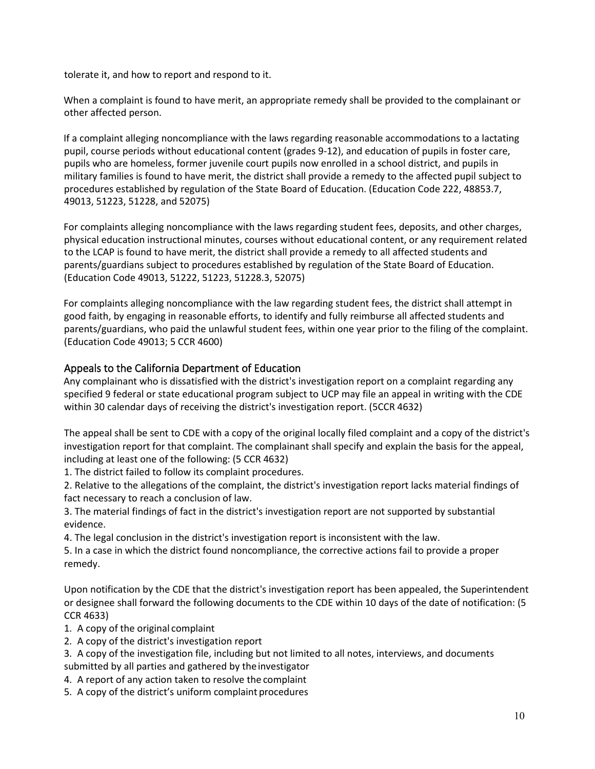tolerate it, and how to report and respond to it.

When a complaint is found to have merit, an appropriate remedy shall be provided to the complainant or other affected person.

If a complaint alleging noncompliance with the laws regarding reasonable accommodations to a lactating pupil, course periods without educational content (grades 9-12), and education of pupils in foster care, pupils who are homeless, former juvenile court pupils now enrolled in a school district, and pupils in military families is found to have merit, the district shall provide a remedy to the affected pupil subject to procedures established by regulation of the State Board of Education. (Education Code 222, 48853.7, 49013, 51223, 51228, and 52075)

For complaints alleging noncompliance with the laws regarding student fees, deposits, and other charges, physical education instructional minutes, courses without educational content, or any requirement related to the LCAP is found to have merit, the district shall provide a remedy to all affected students and parents/guardians subject to procedures established by regulation of the State Board of Education. (Education Code 49013, 51222, 51223, 51228.3, 52075)

For complaints alleging noncompliance with the law regarding student fees, the district shall attempt in good faith, by engaging in reasonable efforts, to identify and fully reimburse all affected students and parents/guardians, who paid the unlawful student fees, within one year prior to the filing of the complaint. (Education Code 49013; 5 CCR 4600)

## Appeals to the California Department of Education

Any complainant who is dissatisfied with the district's investigation report on a complaint regarding any specified 9 federal or state educational program subject to UCP may file an appeal in writing with the CDE within 30 calendar days of receiving the district's investigation report. (5CCR 4632)

The appeal shall be sent to CDE with a copy of the original locally filed complaint and a copy of the district's investigation report for that complaint. The complainant shall specify and explain the basis for the appeal, including at least one of the following: (5 CCR 4632)

1. The district failed to follow its complaint procedures.
2. Relative to the allegations of the complaint, the district's investigation report lacks material findings of fact necessary to reach a conclusion of law.
3. The material findings of fact in the district's investigation report are not supported by substantial evidence.
4. The legal conclusion in the district's investigation report is inconsistent with the law.
5. In a case in which the district found noncompliance, the corrective actions fail to provide a proper remedy.

Upon notification by the CDE that the district's investigation report has been appealed, the Superintendent or designee shall forward the following documents to the CDE within 10 days of the date of notification: (5 CCR 4633)

1. A copy of the original complaint
2. A copy of the district's investigation report
3. A copy of the investigation file, including but not limited to all notes, interviews, and documents submitted by all parties and gathered by the investigator
4. A report of any action taken to resolve the complaint
5. A copy of the district's uniform complaint procedures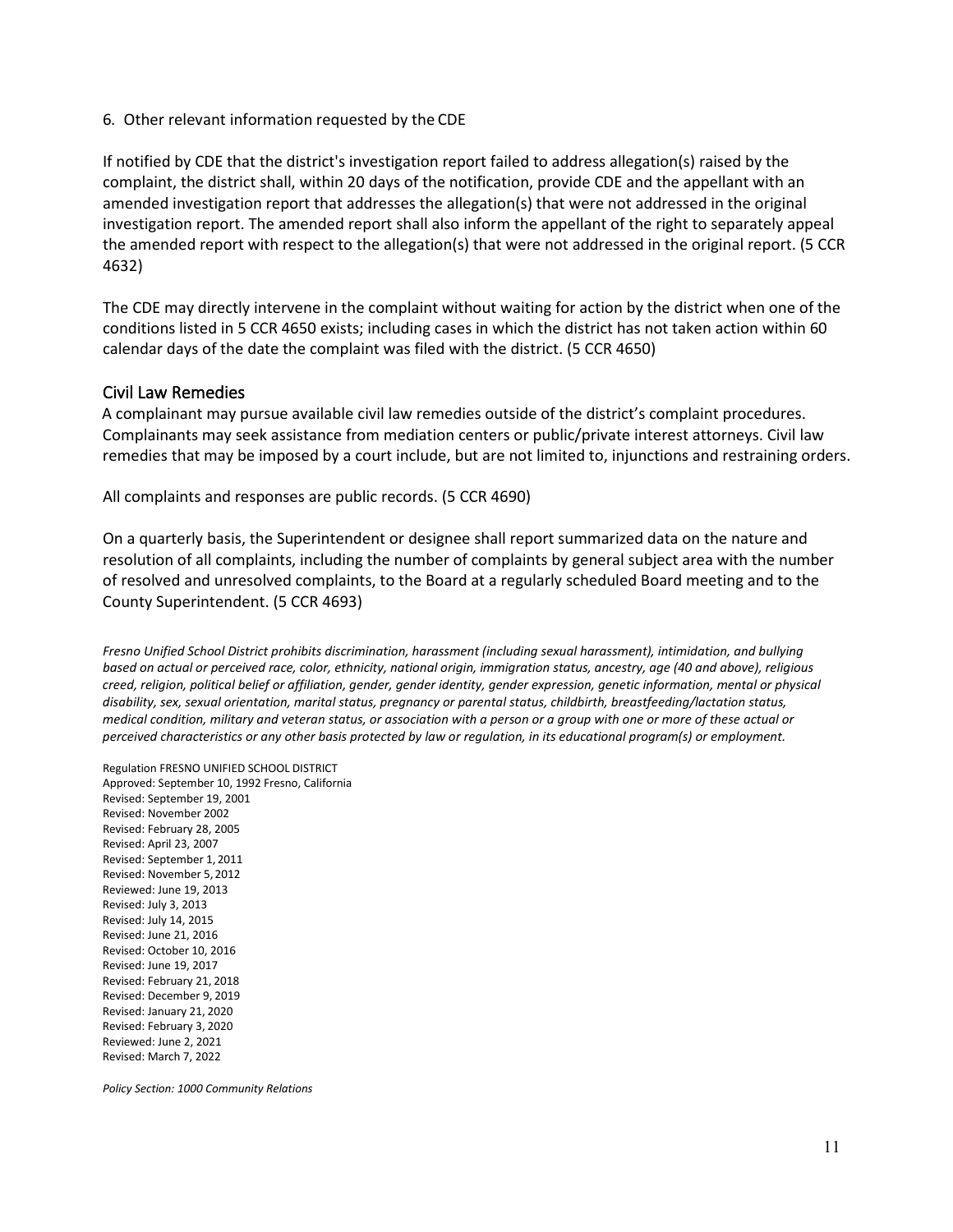6. Other relevant information requested by the CDE

If notified by CDE that the district's investigation report failed to address allegation(s) raised by the complaint, the district shall, within 20 days of the notification, provide CDE and the appellant with an amended investigation report that addresses the allegation(s) that were not addressed in the original investigation report. The amended report shall also inform the appellant of the right to separately appeal the amended report with respect to the allegation(s) that were not addressed in the original report. (5 CCR 4632)

The CDE may directly intervene in the complaint without waiting for action by the district when one of the conditions listed in 5 CCR 4650 exists; including cases in which the district has not taken action within 60 calendar days of the date the complaint was filed with the district. (5 CCR 4650)

## Civil Law Remedies

A complainant may pursue available civil law remedies outside of the district's complaint procedures. Complainants may seek assistance from mediation centers or public/private interest attorneys. Civil law remedies that may be imposed by a court include, but are not limited to, injunctions and restraining orders.

All complaints and responses are public records. (5 CCR 4690)

On a quarterly basis, the Superintendent or designee shall report summarized data on the nature and resolution of all complaints, including the number of complaints by general subject area with the number of resolved and unresolved complaints, to the Board at a regularly scheduled Board meeting and to the County Superintendent. (5 CCR 4693)

*Fresno Unified School District prohibits discrimination, harassment (including sexual harassment), intimidation, and bullying based on actual or perceived race, color, ethnicity, national origin, immigration status, ancestry, age (40 and above), religious creed, religion, political belief or affiliation, gender, gender identity, gender expression, genetic information, mental or physical disability, sex, sexual orientation, marital status, pregnancy or parental status, childbirth, breastfeeding/lactation status, medical condition, military and veteran status, or association with a person or a group with one or more of these actual or perceived characteristics or any other basis protected by law or regulation, in its educational program(s) or employment.*

Regulation FRESNO UNIFIED SCHOOL DISTRICT
Approved: September 10, 1992 Fresno, California
Revised: September 19, 2001
Revised: November 2002
Revised: February 28, 2005
Revised: April 23, 2007
Revised: September 1, 2011
Revised: November 5, 2012
Reviewed: June 19, 2013
Revised: July 3, 2013
Revised: July 14, 2015
Revised: June 21, 2016
Revised: October 10, 2016
Revised: June 19, 2017
Revised: February 21, 2018
Revised: December 9, 2019
Revised: January 21, 2020
Revised: February 3, 2020
Reviewed: June 2, 2021
Revised: March 7, 2022

*Policy Section: 1000 Community Relations*